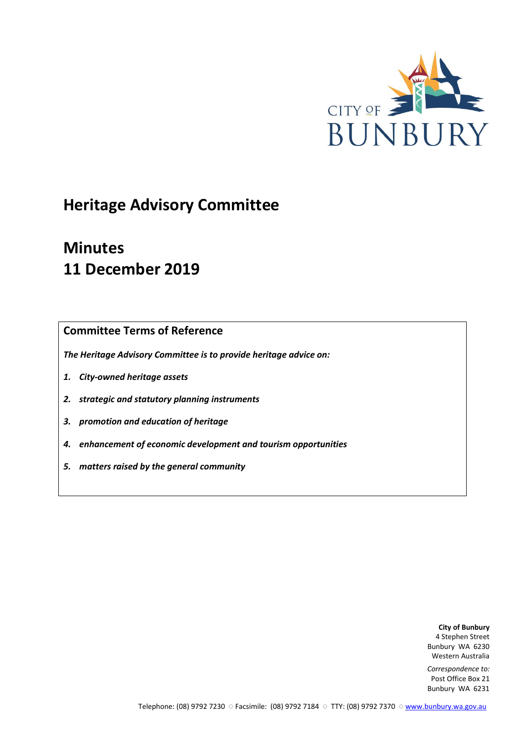CITY OF BUNBURY

# Heritage Advisory Committee

# Minutes
# 11 December 2019

## Committee Terms of Reference

***The Heritage Advisory Committee is to provide heritage advice on:***

1. ***City-owned heritage assets***
2. ***strategic and statutory planning instruments***
3. ***promotion and education of heritage***
4. ***enhancement of economic development and tourism opportunities***
5. ***matters raised by the general community***

**City of Bunbury**
4 Stephen Street
Bunbury WA 6230
Western Australia

*Correspondence to:*
Post Office Box 21
Bunbury WA 6231

Telephone: (08) 9792 7230 ○ Facsimile: (08) 9792 7184 ○ TTY: (08) 9792 7370 ○ www.bunbury.wa.gov.au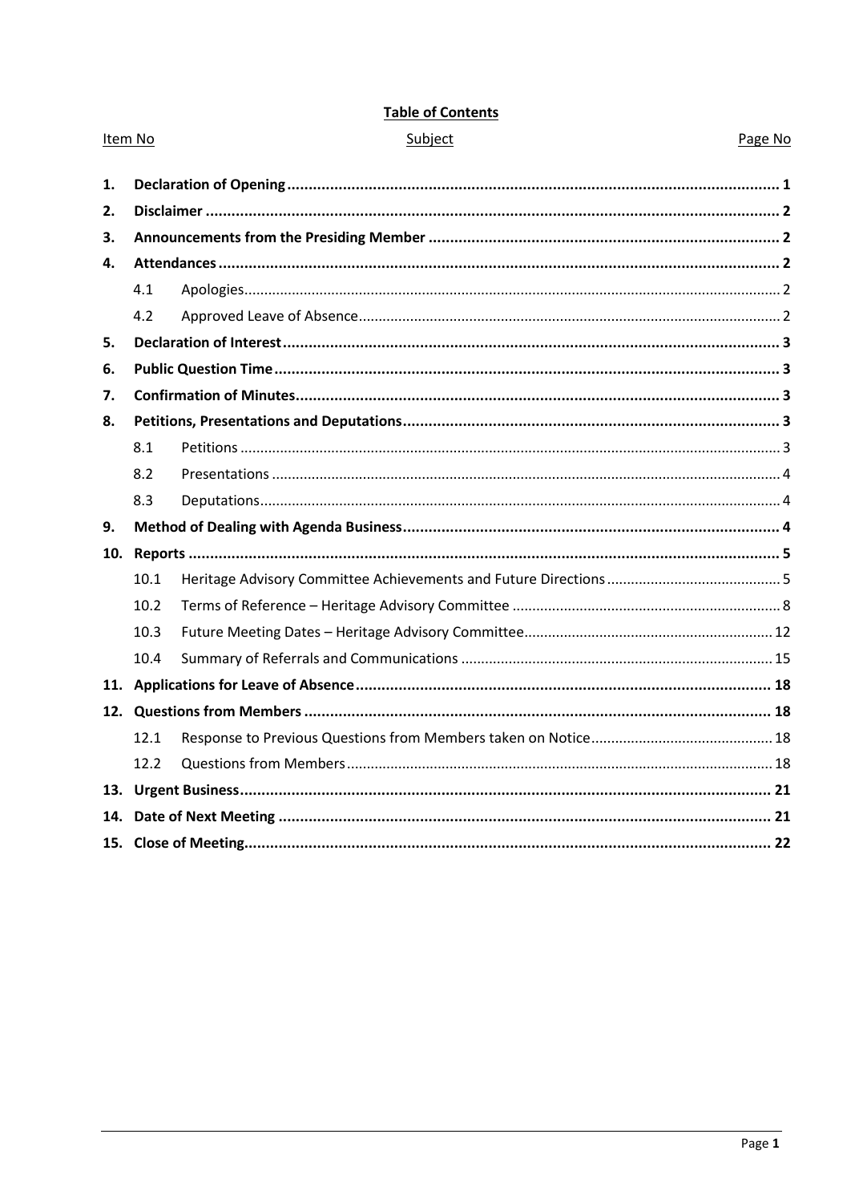**Table of Contents**

| Item No | | Subject | Page No |
|---|---|---|---|
| **1.** | **Declaration of Opening** | | **1** |
| **2.** | **Disclaimer** | | **2** |
| **3.** | **Announcements from the Presiding Member** | | **2** |
| **4.** | **Attendances** | | **2** |
| | 4.1 | Apologies | 2 |
| | 4.2 | Approved Leave of Absence | 2 |
| **5.** | **Declaration of Interest** | | **3** |
| **6.** | **Public Question Time** | | **3** |
| **7.** | **Confirmation of Minutes** | | **3** |
| **8.** | **Petitions, Presentations and Deputations** | | **3** |
| | 8.1 | Petitions | 3 |
| | 8.2 | Presentations | 4 |
| | 8.3 | Deputations | 4 |
| **9.** | **Method of Dealing with Agenda Business** | | **4** |
| **10.** | **Reports** | | **5** |
| | 10.1 | Heritage Advisory Committee Achievements and Future Directions | 5 |
| | 10.2 | Terms of Reference – Heritage Advisory Committee | 8 |
| | 10.3 | Future Meeting Dates – Heritage Advisory Committee | 12 |
| | 10.4 | Summary of Referrals and Communications | 15 |
| **11.** | **Applications for Leave of Absence** | | **18** |
| **12.** | **Questions from Members** | | **18** |
| | 12.1 | Response to Previous Questions from Members taken on Notice | 18 |
| | 12.2 | Questions from Members | 18 |
| **13.** | **Urgent Business** | | **21** |
| **14.** | **Date of Next Meeting** | | **21** |
| **15.** | **Close of Meeting** | | **22** |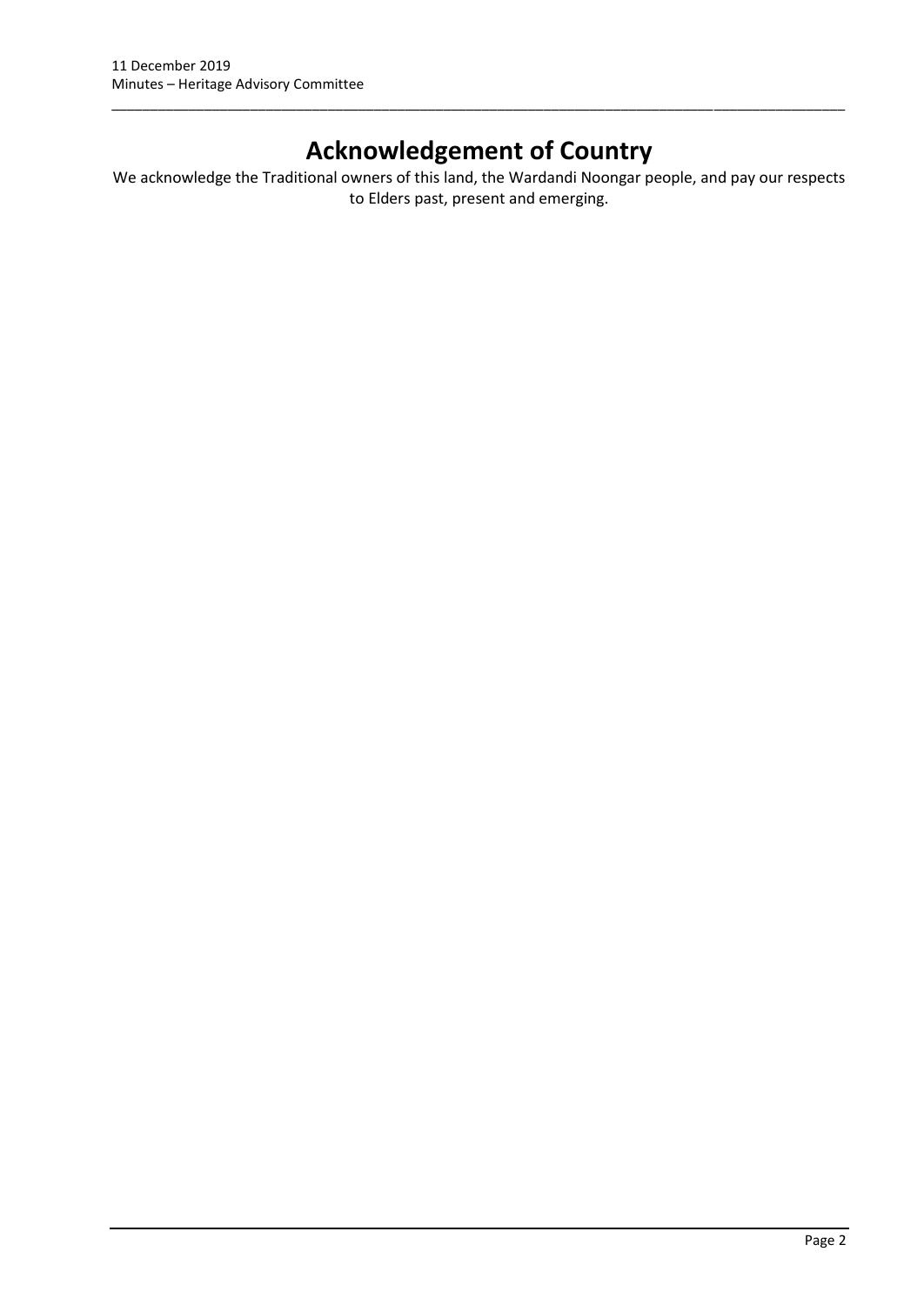# Acknowledgement of Country

We acknowledge the Traditional owners of this land, the Wardandi Noongar people, and pay our respects to Elders past, present and emerging.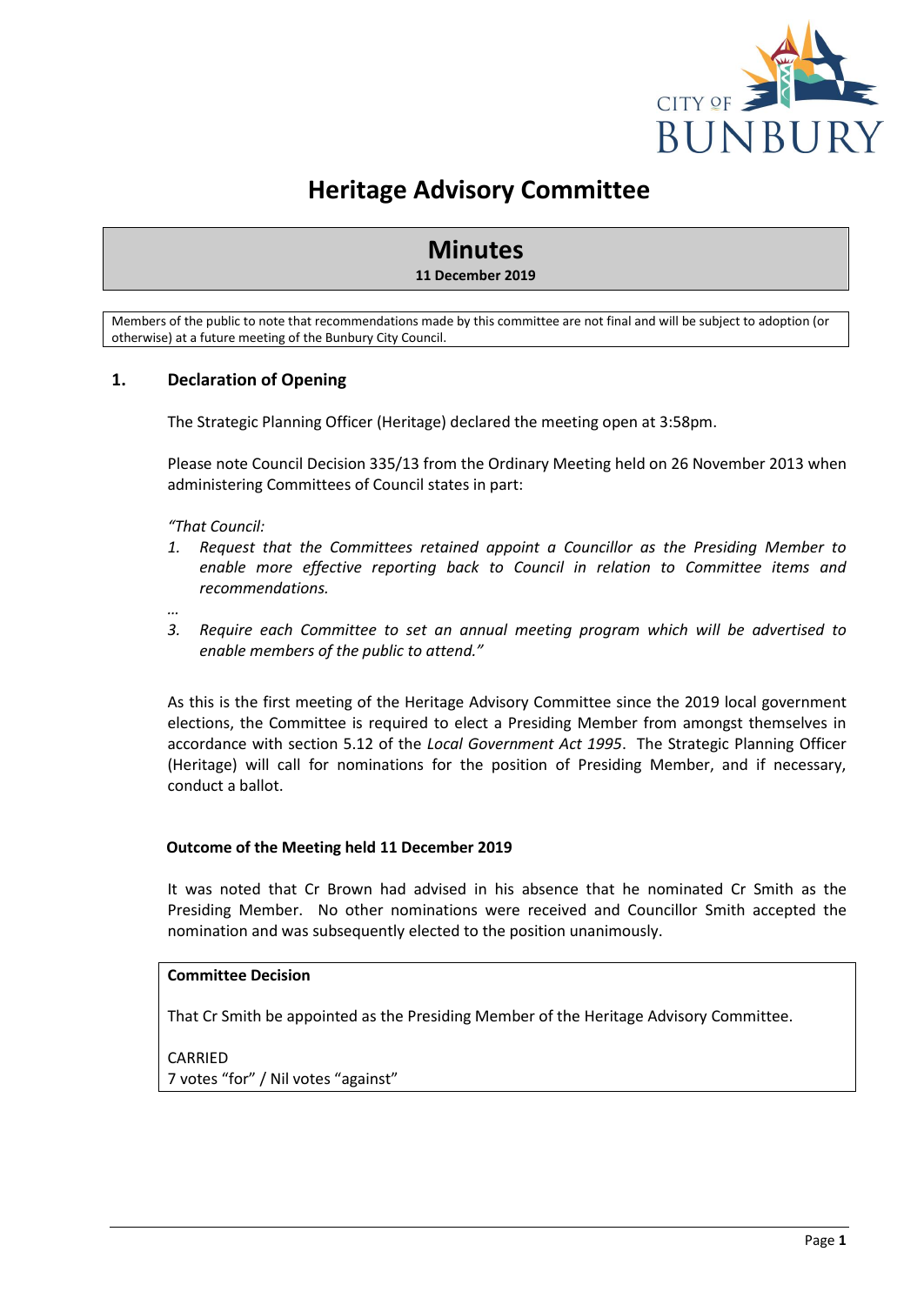# Heritage Advisory Committee

## Minutes

**11 December 2019**

Members of the public to note that recommendations made by this committee are not final and will be subject to adoption (or otherwise) at a future meeting of the Bunbury City Council.

## 1. Declaration of Opening

The Strategic Planning Officer (Heritage) declared the meeting open at 3:58pm.

Please note Council Decision 335/13 from the Ordinary Meeting held on 26 November 2013 when administering Committees of Council states in part:

*"That Council:*

1. *Request that the Committees retained appoint a Councillor as the Presiding Member to enable more effective reporting back to Council in relation to Committee items and recommendations.*

*…*

3. *Require each Committee to set an annual meeting program which will be advertised to enable members of the public to attend."*

As this is the first meeting of the Heritage Advisory Committee since the 2019 local government elections, the Committee is required to elect a Presiding Member from amongst themselves in accordance with section 5.12 of the *Local Government Act 1995*. The Strategic Planning Officer (Heritage) will call for nominations for the position of Presiding Member, and if necessary, conduct a ballot.

**Outcome of the Meeting held 11 December 2019**

It was noted that Cr Brown had advised in his absence that he nominated Cr Smith as the Presiding Member. No other nominations were received and Councillor Smith accepted the nomination and was subsequently elected to the position unanimously.

**Committee Decision**

That Cr Smith be appointed as the Presiding Member of the Heritage Advisory Committee.

CARRIED
7 votes "for" / Nil votes "against"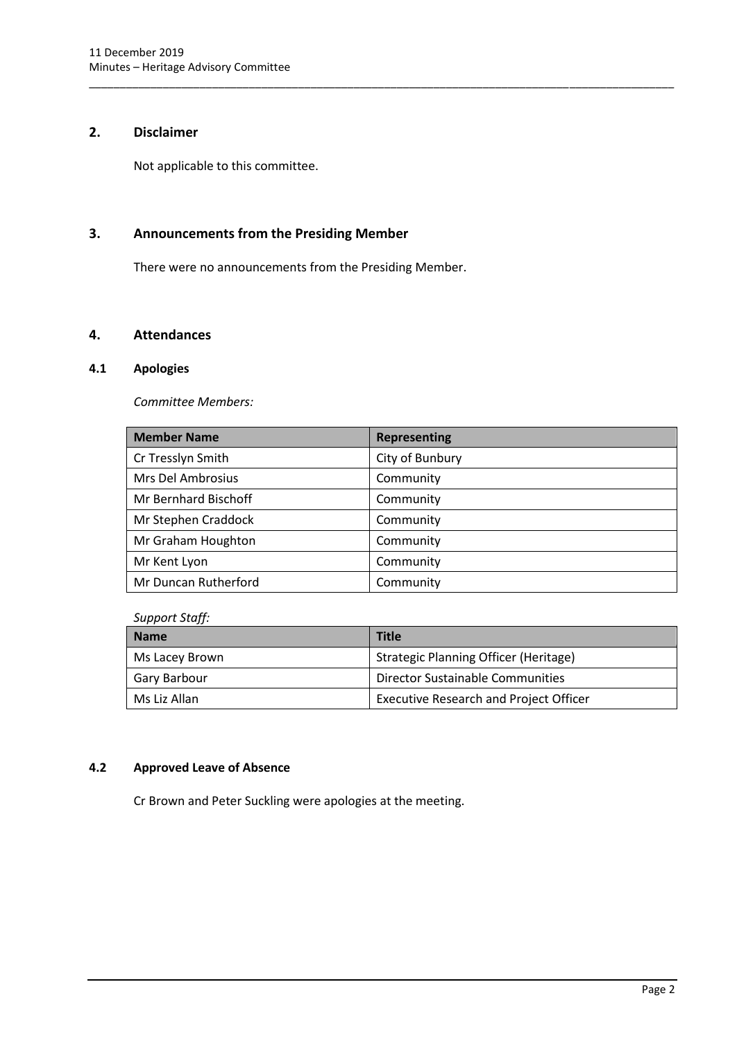## 2. Disclaimer

Not applicable to this committee.

## 3. Announcements from the Presiding Member

There were no announcements from the Presiding Member.

## 4. Attendances

### 4.1 Apologies

*Committee Members:*

| Member Name | Representing |
| --- | --- |
| Cr Tresslyn Smith | City of Bunbury |
| Mrs Del Ambrosius | Community |
| Mr Bernhard Bischoff | Community |
| Mr Stephen Craddock | Community |
| Mr Graham Houghton | Community |
| Mr Kent Lyon | Community |
| Mr Duncan Rutherford | Community |

*Support Staff:*

| Name | Title |
| --- | --- |
| Ms Lacey Brown | Strategic Planning Officer (Heritage) |
| Gary Barbour | Director Sustainable Communities |
| Ms Liz Allan | Executive Research and Project Officer |

### 4.2 Approved Leave of Absence

Cr Brown and Peter Suckling were apologies at the meeting.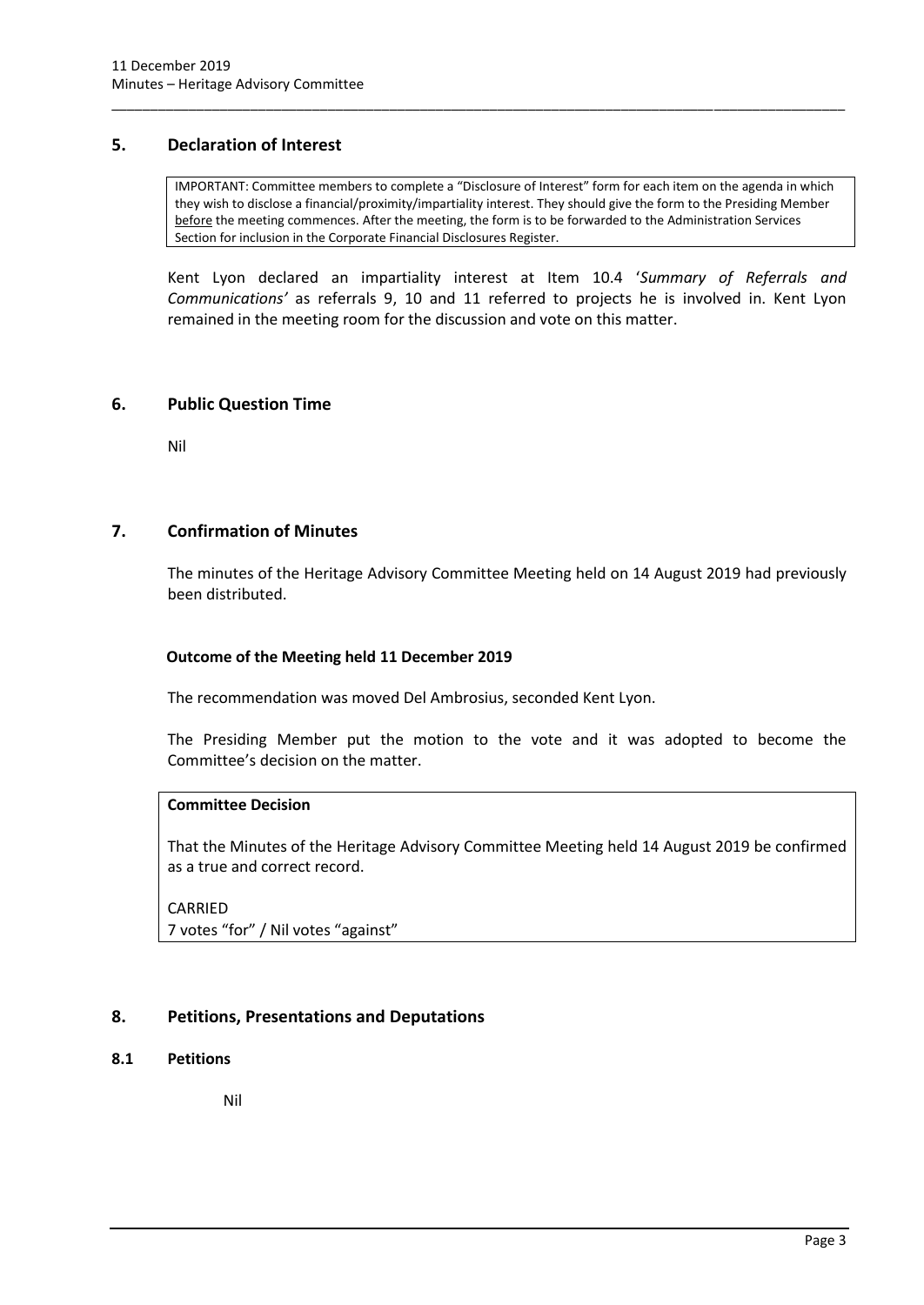## 5. Declaration of Interest

| |
|---|
| IMPORTANT: Committee members to complete a "Disclosure of Interest" form for each item on the agenda in which they wish to disclose a financial/proximity/impartiality interest. They should give the form to the Presiding Member before the meeting commences. After the meeting, the form is to be forwarded to the Administration Services Section for inclusion in the Corporate Financial Disclosures Register. |

Kent Lyon declared an impartiality interest at Item 10.4 '*Summary of Referrals and Communications'* as referrals 9, 10 and 11 referred to projects he is involved in. Kent Lyon remained in the meeting room for the discussion and vote on this matter.

## 6. Public Question Time

Nil

## 7. Confirmation of Minutes

The minutes of the Heritage Advisory Committee Meeting held on 14 August 2019 had previously been distributed.

**Outcome of the Meeting held 11 December 2019**

The recommendation was moved Del Ambrosius, seconded Kent Lyon.

The Presiding Member put the motion to the vote and it was adopted to become the Committee's decision on the matter.

**Committee Decision**

That the Minutes of the Heritage Advisory Committee Meeting held 14 August 2019 be confirmed as a true and correct record.

CARRIED
7 votes "for" / Nil votes "against"

## 8. Petitions, Presentations and Deputations

### 8.1 Petitions

Nil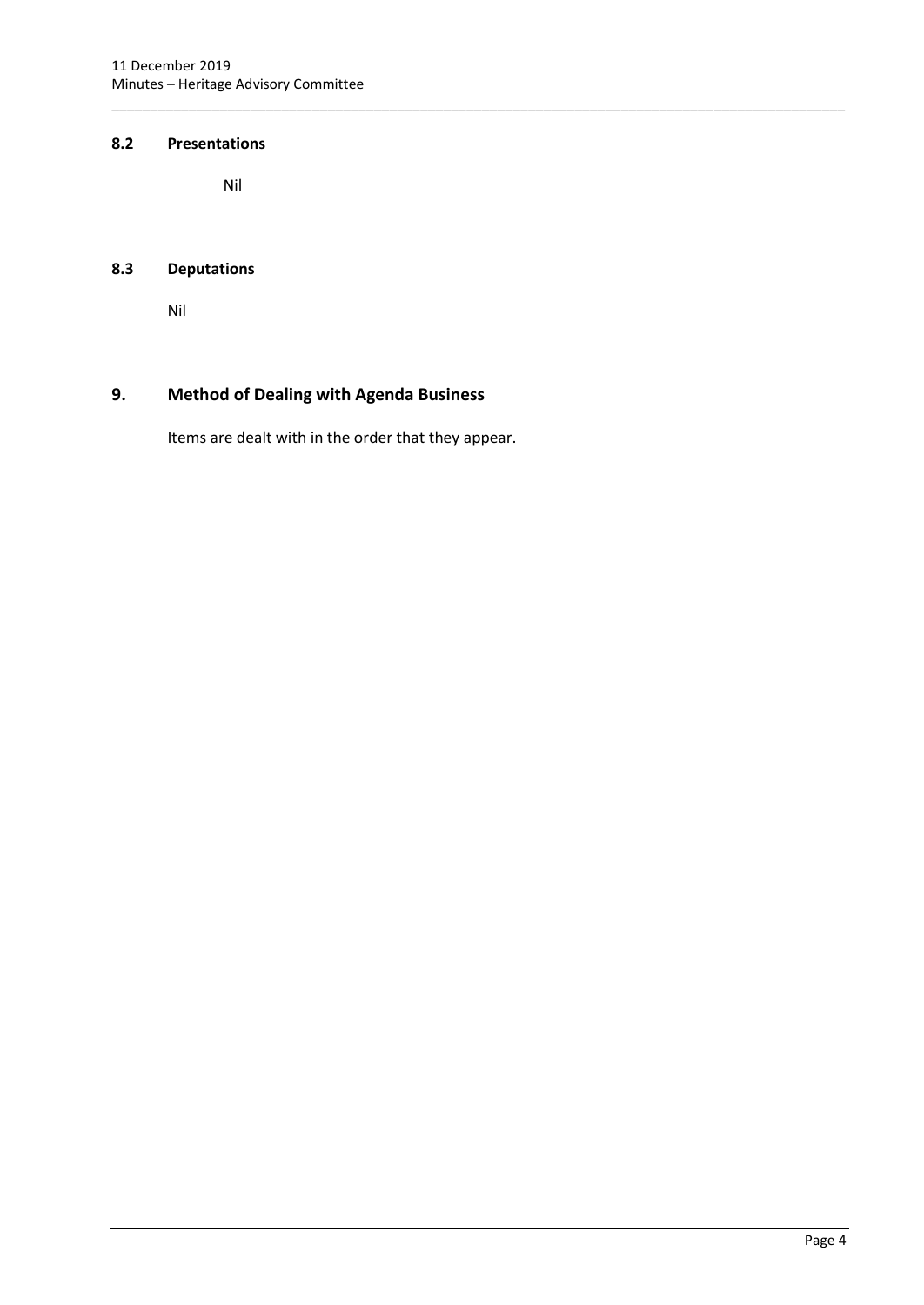### 8.2 Presentations

Nil

### 8.3 Deputations

Nil

## 9. Method of Dealing with Agenda Business

Items are dealt with in the order that they appear.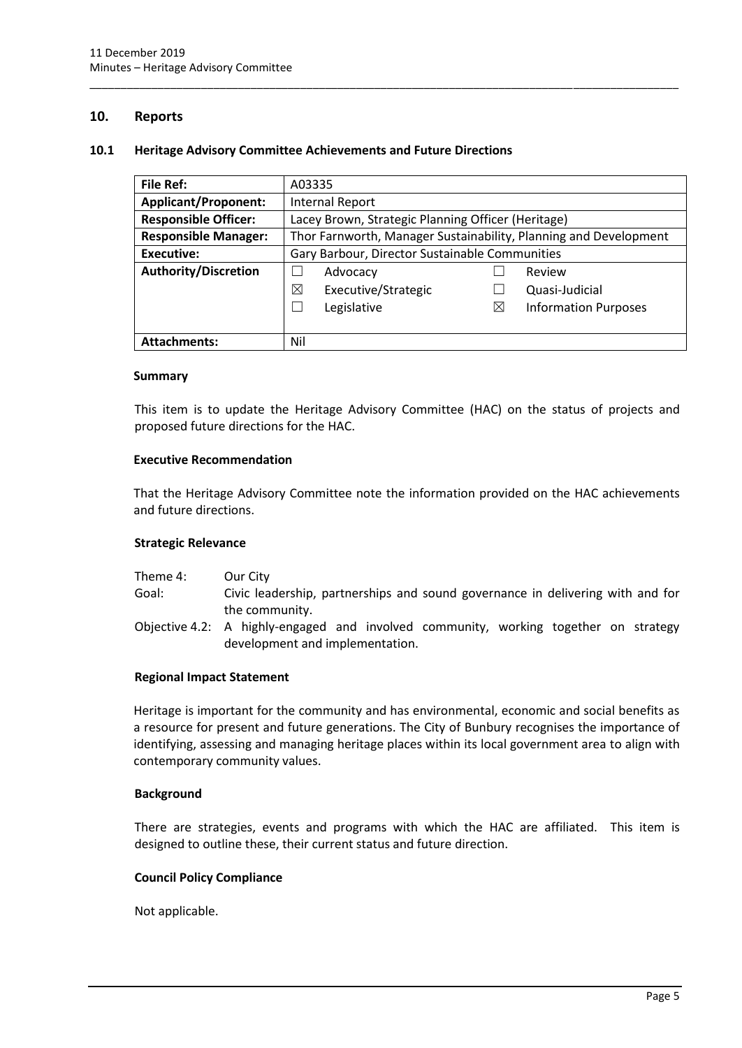## 10. Reports

### 10.1 Heritage Advisory Committee Achievements and Future Directions

| | |
|---|---|
| **File Ref:** | A03335 |
| **Applicant/Proponent:** | Internal Report |
| **Responsible Officer:** | Lacey Brown, Strategic Planning Officer (Heritage) |
| **Responsible Manager:** | Thor Farnworth, Manager Sustainability, Planning and Development |
| **Executive:** | Gary Barbour, Director Sustainable Communities |
| **Authority/Discretion** | ☐ Advocacy<br>☒ Executive/Strategic<br>☐ Legislative<br>☐ Review<br>☐ Quasi-Judicial<br>☒ Information Purposes |
| **Attachments:** | Nil |

**Summary**

This item is to update the Heritage Advisory Committee (HAC) on the status of projects and proposed future directions for the HAC.

**Executive Recommendation**

That the Heritage Advisory Committee note the information provided on the HAC achievements and future directions.

**Strategic Relevance**

Theme 4: Our City

Goal: Civic leadership, partnerships and sound governance in delivering with and for the community.

Objective 4.2: A highly-engaged and involved community, working together on strategy development and implementation.

**Regional Impact Statement**

Heritage is important for the community and has environmental, economic and social benefits as a resource for present and future generations. The City of Bunbury recognises the importance of identifying, assessing and managing heritage places within its local government area to align with contemporary community values.

**Background**

There are strategies, events and programs with which the HAC are affiliated. This item is designed to outline these, their current status and future direction.

**Council Policy Compliance**

Not applicable.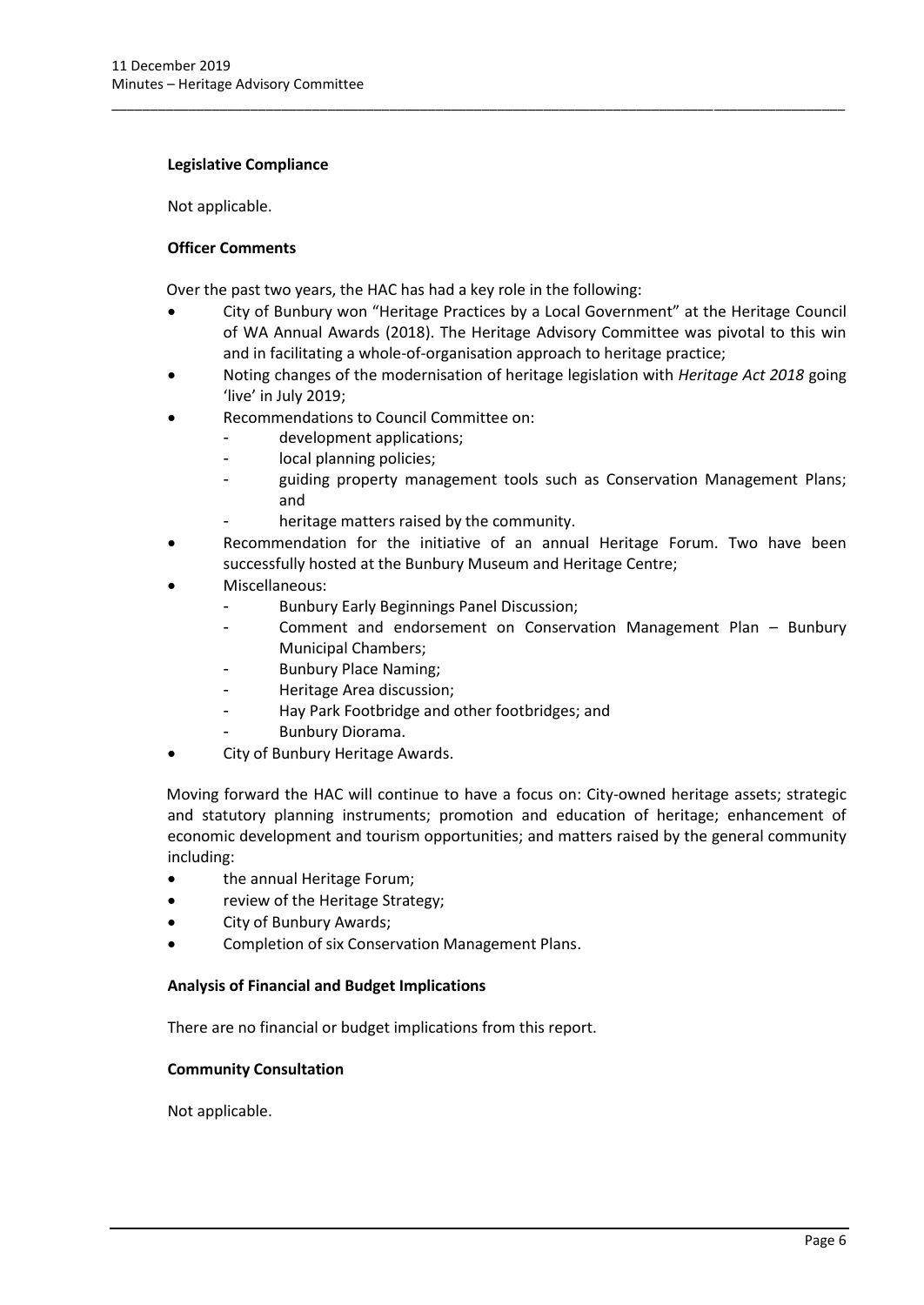**Legislative Compliance**

Not applicable.

**Officer Comments**

Over the past two years, the HAC has had a key role in the following:

- City of Bunbury won "Heritage Practices by a Local Government" at the Heritage Council of WA Annual Awards (2018). The Heritage Advisory Committee was pivotal to this win and in facilitating a whole-of-organisation approach to heritage practice;
- Noting changes of the modernisation of heritage legislation with *Heritage Act 2018* going 'live' in July 2019;
- Recommendations to Council Committee on:
  - development applications;
  - local planning policies;
  - guiding property management tools such as Conservation Management Plans; and
  - heritage matters raised by the community.
- Recommendation for the initiative of an annual Heritage Forum. Two have been successfully hosted at the Bunbury Museum and Heritage Centre;
- Miscellaneous:
  - Bunbury Early Beginnings Panel Discussion;
  - Comment and endorsement on Conservation Management Plan – Bunbury Municipal Chambers;
  - Bunbury Place Naming;
  - Heritage Area discussion;
  - Hay Park Footbridge and other footbridges; and
  - Bunbury Diorama.
- City of Bunbury Heritage Awards.

Moving forward the HAC will continue to have a focus on: City-owned heritage assets; strategic and statutory planning instruments; promotion and education of heritage; enhancement of economic development and tourism opportunities; and matters raised by the general community including:

- the annual Heritage Forum;
- review of the Heritage Strategy;
- City of Bunbury Awards;
- Completion of six Conservation Management Plans.

**Analysis of Financial and Budget Implications**

There are no financial or budget implications from this report.

**Community Consultation**

Not applicable.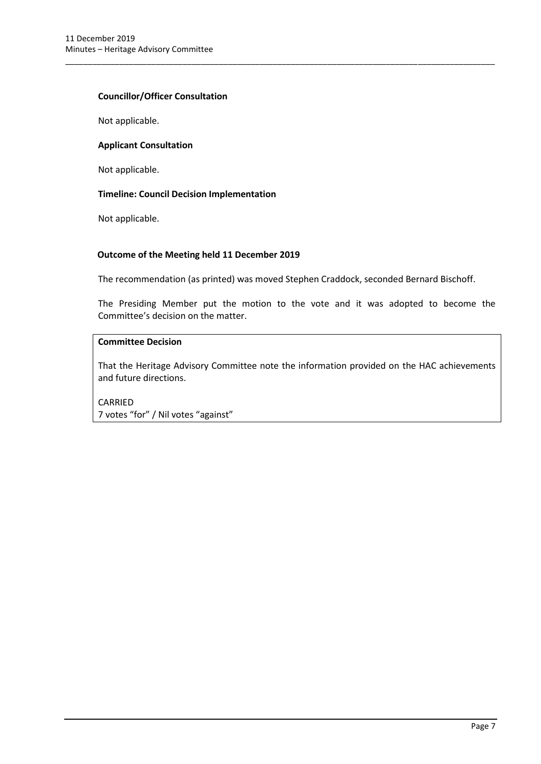**Councillor/Officer Consultation**

Not applicable.

**Applicant Consultation**

Not applicable.

**Timeline: Council Decision Implementation**

Not applicable.

**Outcome of the Meeting held 11 December 2019**

The recommendation (as printed) was moved Stephen Craddock, seconded Bernard Bischoff.

The Presiding Member put the motion to the vote and it was adopted to become the Committee's decision on the matter.

**Committee Decision**

That the Heritage Advisory Committee note the information provided on the HAC achievements and future directions.

CARRIED
7 votes "for" / Nil votes "against"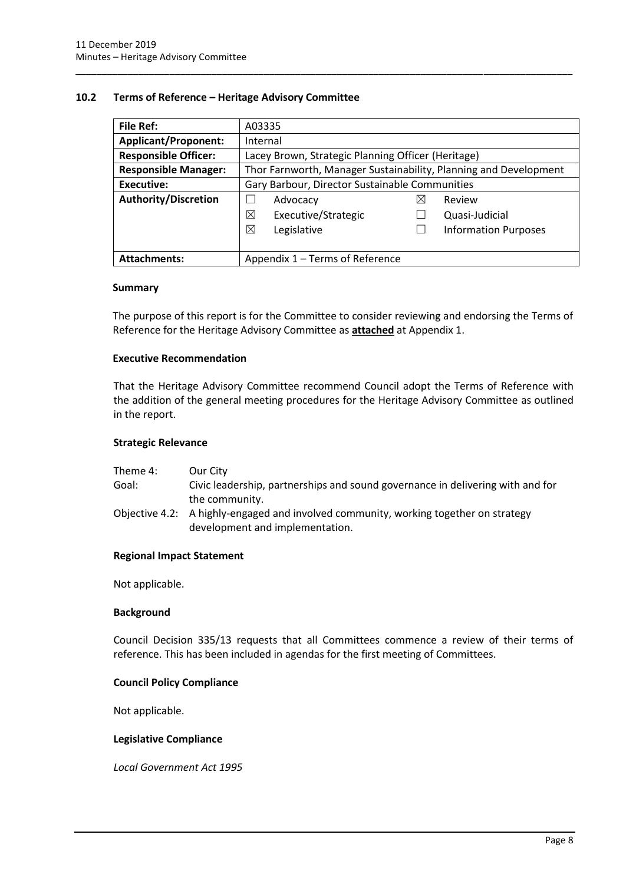## 10.2 Terms of Reference – Heritage Advisory Committee

| | |
|---|---|
| **File Ref:** | A03335 |
| **Applicant/Proponent:** | Internal |
| **Responsible Officer:** | Lacey Brown, Strategic Planning Officer (Heritage) |
| **Responsible Manager:** | Thor Farnworth, Manager Sustainability, Planning and Development |
| **Executive:** | Gary Barbour, Director Sustainable Communities |
| **Authority/Discretion** | ☐ Advocacy ☒ Review<br>☒ Executive/Strategic ☐ Quasi-Judicial<br>☒ Legislative ☐ Information Purposes |
| **Attachments:** | Appendix 1 – Terms of Reference |

### Summary

The purpose of this report is for the Committee to consider reviewing and endorsing the Terms of Reference for the Heritage Advisory Committee as **attached** at Appendix 1.

### Executive Recommendation

That the Heritage Advisory Committee recommend Council adopt the Terms of Reference with the addition of the general meeting procedures for the Heritage Advisory Committee as outlined in the report.

### Strategic Relevance

| | |
|---|---|
| Theme 4: | Our City |
| Goal: | Civic leadership, partnerships and sound governance in delivering with and for the community. |
| Objective 4.2: | A highly-engaged and involved community, working together on strategy development and implementation. |

### Regional Impact Statement

Not applicable.

### Background

Council Decision 335/13 requests that all Committees commence a review of their terms of reference. This has been included in agendas for the first meeting of Committees.

### Council Policy Compliance

Not applicable.

### Legislative Compliance

*Local Government Act 1995*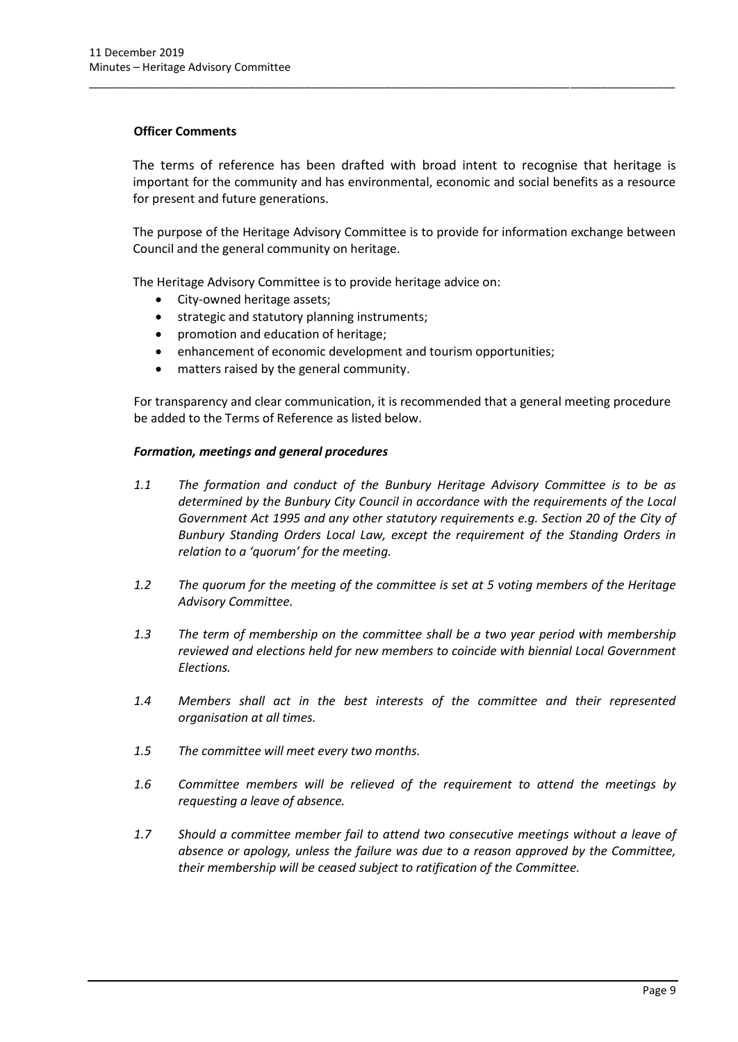**Officer Comments**

The terms of reference has been drafted with broad intent to recognise that heritage is important for the community and has environmental, economic and social benefits as a resource for present and future generations.

The purpose of the Heritage Advisory Committee is to provide for information exchange between Council and the general community on heritage.

The Heritage Advisory Committee is to provide heritage advice on:

- City-owned heritage assets;
- strategic and statutory planning instruments;
- promotion and education of heritage;
- enhancement of economic development and tourism opportunities;
- matters raised by the general community.

For transparency and clear communication, it is recommended that a general meeting procedure be added to the Terms of Reference as listed below.

***Formation, meetings and general procedures***

*1.1 The formation and conduct of the Bunbury Heritage Advisory Committee is to be as determined by the Bunbury City Council in accordance with the requirements of the Local Government Act 1995 and any other statutory requirements e.g. Section 20 of the City of Bunbury Standing Orders Local Law, except the requirement of the Standing Orders in relation to a 'quorum' for the meeting.*

*1.2 The quorum for the meeting of the committee is set at 5 voting members of the Heritage Advisory Committee.*

*1.3 The term of membership on the committee shall be a two year period with membership reviewed and elections held for new members to coincide with biennial Local Government Elections.*

*1.4 Members shall act in the best interests of the committee and their represented organisation at all times.*

*1.5 The committee will meet every two months.*

*1.6 Committee members will be relieved of the requirement to attend the meetings by requesting a leave of absence.*

*1.7 Should a committee member fail to attend two consecutive meetings without a leave of absence or apology, unless the failure was due to a reason approved by the Committee, their membership will be ceased subject to ratification of the Committee.*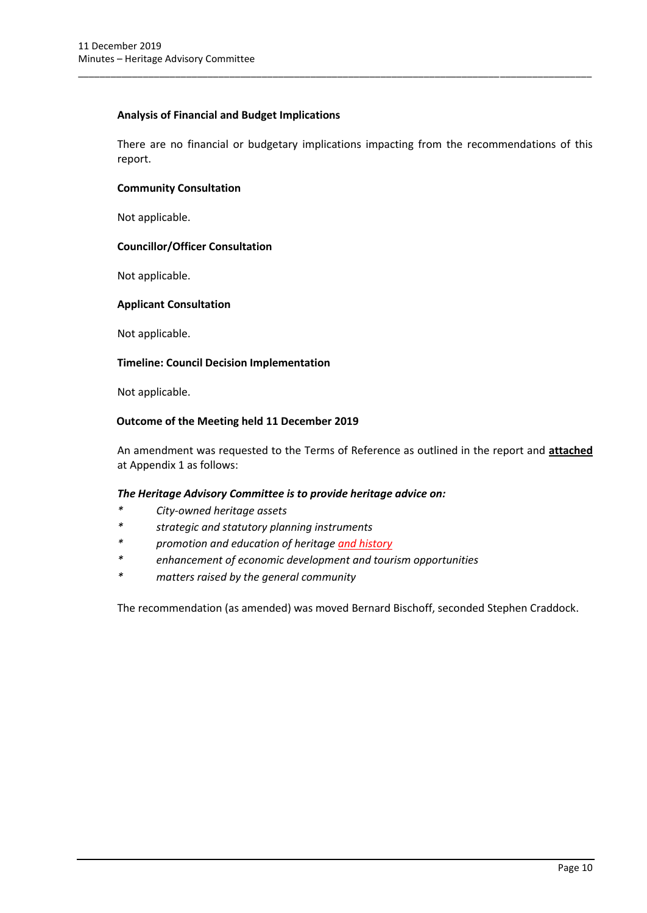**Analysis of Financial and Budget Implications**

There are no financial or budgetary implications impacting from the recommendations of this report.

**Community Consultation**

Not applicable.

**Councillor/Officer Consultation**

Not applicable.

**Applicant Consultation**

Not applicable.

**Timeline: Council Decision Implementation**

Not applicable.

**Outcome of the Meeting held 11 December 2019**

An amendment was requested to the Terms of Reference as outlined in the report and **attached** at Appendix 1 as follows:

***The Heritage Advisory Committee is to provide heritage advice on:***

*	*City-owned heritage assets*
*	*strategic and statutory planning instruments*
*	*promotion and education of heritage and history*
*	*enhancement of economic development and tourism opportunities*
*	*matters raised by the general community*

The recommendation (as amended) was moved Bernard Bischoff, seconded Stephen Craddock.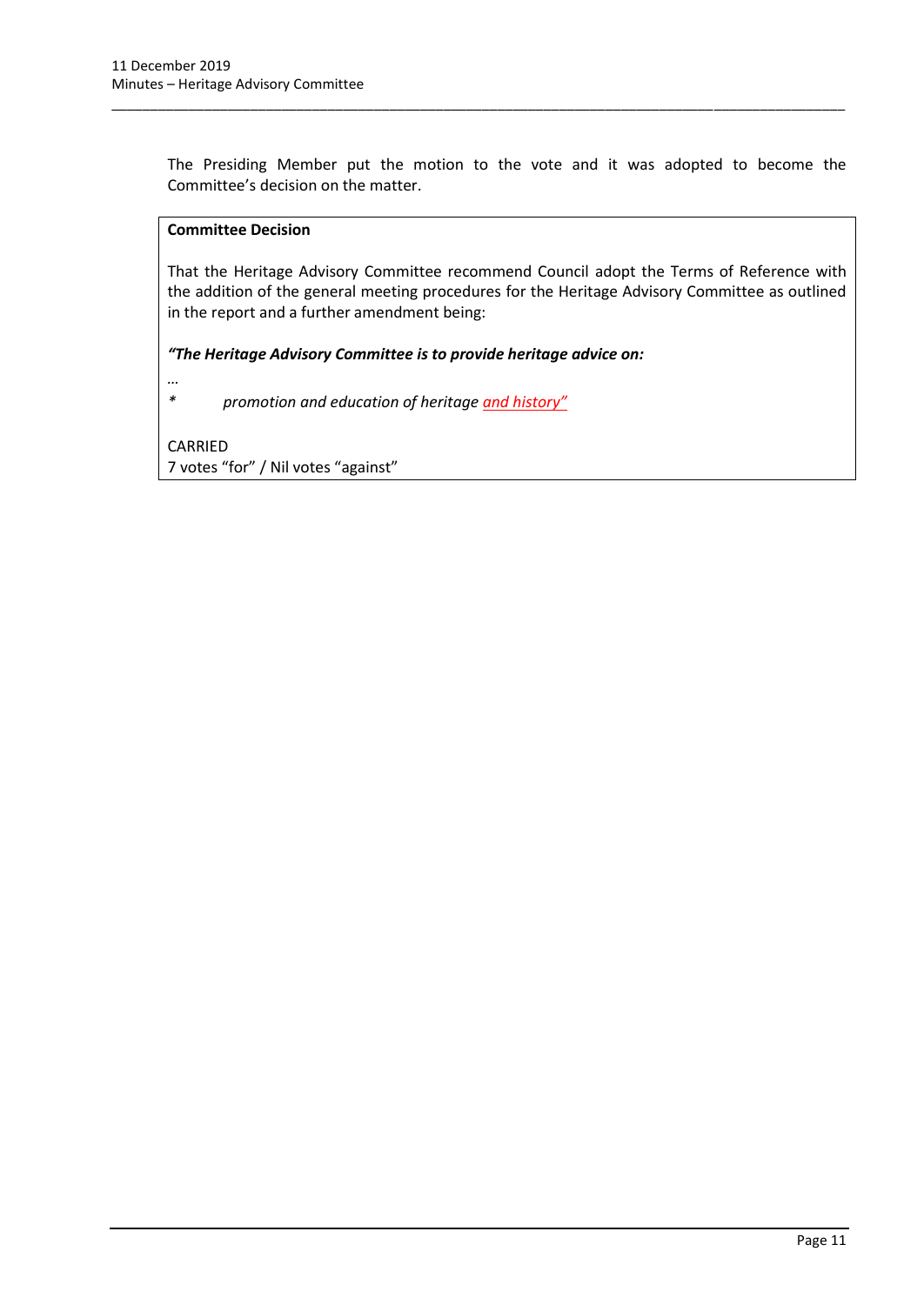The Presiding Member put the motion to the vote and it was adopted to become the Committee's decision on the matter.

**Committee Decision**

That the Heritage Advisory Committee recommend Council adopt the Terms of Reference with the addition of the general meeting procedures for the Heritage Advisory Committee as outlined in the report and a further amendment being:

***"The Heritage Advisory Committee is to provide heritage advice on:***

*…*

*\*        promotion and education of heritage and history"*

CARRIED
7 votes "for" / Nil votes "against"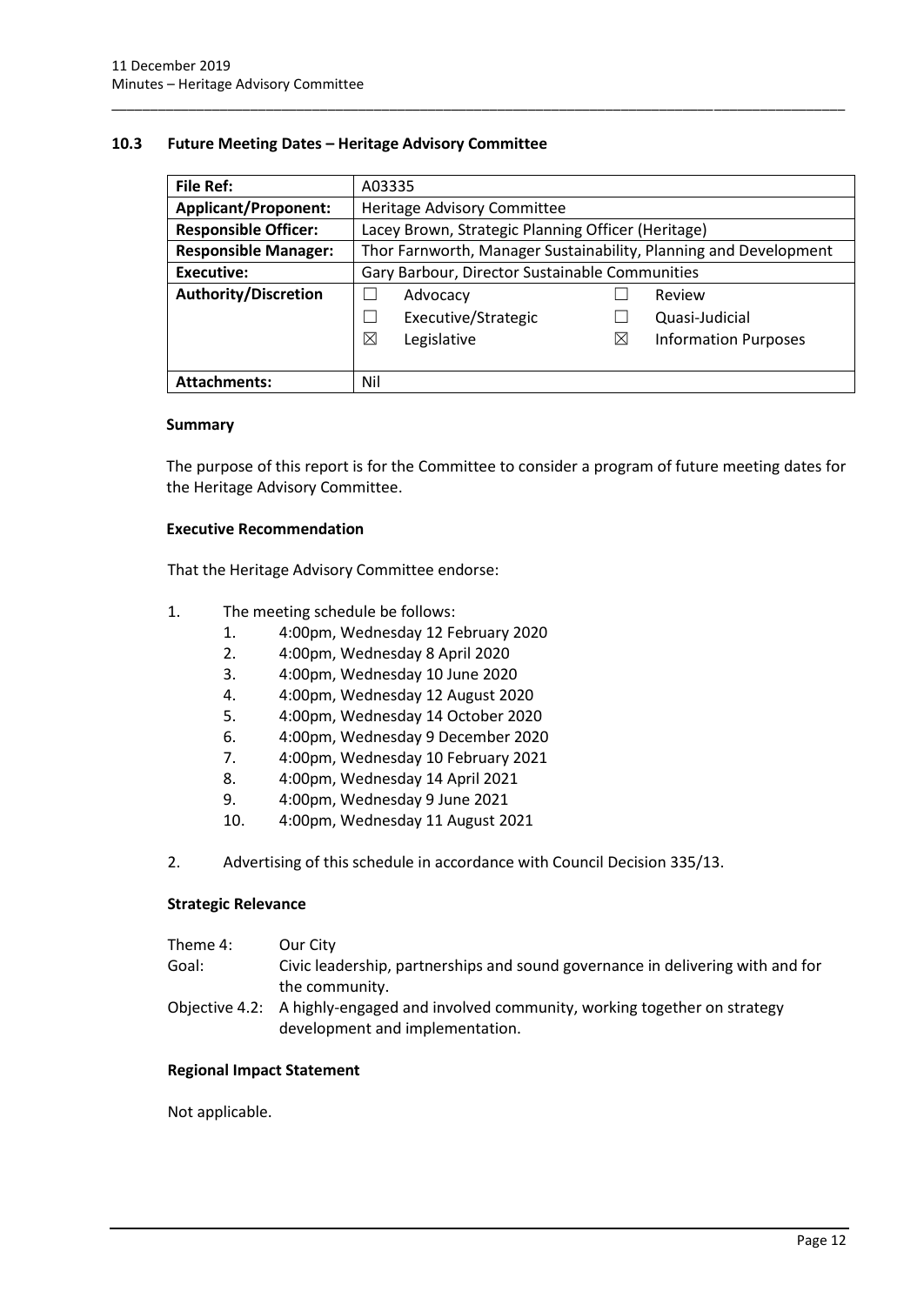## 10.3 Future Meeting Dates – Heritage Advisory Committee

| | |
|---|---|
| **File Ref:** | A03335 |
| **Applicant/Proponent:** | Heritage Advisory Committee |
| **Responsible Officer:** | Lacey Brown, Strategic Planning Officer (Heritage) |
| **Responsible Manager:** | Thor Farnworth, Manager Sustainability, Planning and Development |
| **Executive:** | Gary Barbour, Director Sustainable Communities |
| **Authority/Discretion** | ☐ Advocacy<br>☐ Executive/Strategic<br>☒ Legislative<br>☐ Review<br>☐ Quasi-Judicial<br>☒ Information Purposes |
| **Attachments:** | Nil |

### Summary

The purpose of this report is for the Committee to consider a program of future meeting dates for the Heritage Advisory Committee.

### Executive Recommendation

That the Heritage Advisory Committee endorse:

1. The meeting schedule be follows:
   1. 4:00pm, Wednesday 12 February 2020
   2. 4:00pm, Wednesday 8 April 2020
   3. 4:00pm, Wednesday 10 June 2020
   4. 4:00pm, Wednesday 12 August 2020
   5. 4:00pm, Wednesday 14 October 2020
   6. 4:00pm, Wednesday 9 December 2020
   7. 4:00pm, Wednesday 10 February 2021
   8. 4:00pm, Wednesday 14 April 2021
   9. 4:00pm, Wednesday 9 June 2021
   10. 4:00pm, Wednesday 11 August 2021
2. Advertising of this schedule in accordance with Council Decision 335/13.

### Strategic Relevance

| | |
|---|---|
| Theme 4: | Our City |
| Goal: | Civic leadership, partnerships and sound governance in delivering with and for the community. |
| Objective 4.2: | A highly-engaged and involved community, working together on strategy development and implementation. |

### Regional Impact Statement

Not applicable.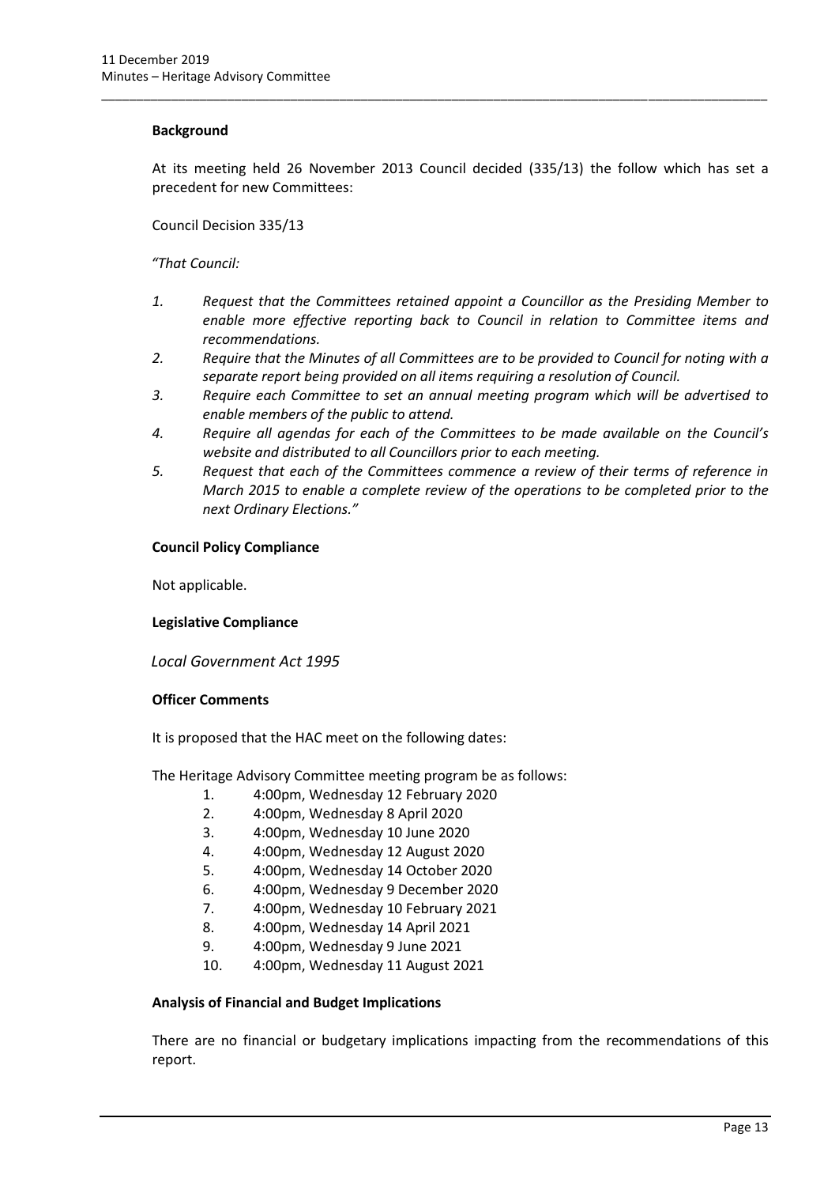**Background**

At its meeting held 26 November 2013 Council decided (335/13) the follow which has set a precedent for new Committees:

Council Decision 335/13

*"That Council:*

1. *Request that the Committees retained appoint a Councillor as the Presiding Member to enable more effective reporting back to Council in relation to Committee items and recommendations.*
2. *Require that the Minutes of all Committees are to be provided to Council for noting with a separate report being provided on all items requiring a resolution of Council.*
3. *Require each Committee to set an annual meeting program which will be advertised to enable members of the public to attend.*
4. *Require all agendas for each of the Committees to be made available on the Council's website and distributed to all Councillors prior to each meeting.*
5. *Request that each of the Committees commence a review of their terms of reference in March 2015 to enable a complete review of the operations to be completed prior to the next Ordinary Elections."*

**Council Policy Compliance**

Not applicable.

**Legislative Compliance**

*Local Government Act 1995*

**Officer Comments**

It is proposed that the HAC meet on the following dates:

The Heritage Advisory Committee meeting program be as follows:

1. 4:00pm, Wednesday 12 February 2020
2. 4:00pm, Wednesday 8 April 2020
3. 4:00pm, Wednesday 10 June 2020
4. 4:00pm, Wednesday 12 August 2020
5. 4:00pm, Wednesday 14 October 2020
6. 4:00pm, Wednesday 9 December 2020
7. 4:00pm, Wednesday 10 February 2021
8. 4:00pm, Wednesday 14 April 2021
9. 4:00pm, Wednesday 9 June 2021
10. 4:00pm, Wednesday 11 August 2021

**Analysis of Financial and Budget Implications**

There are no financial or budgetary implications impacting from the recommendations of this report.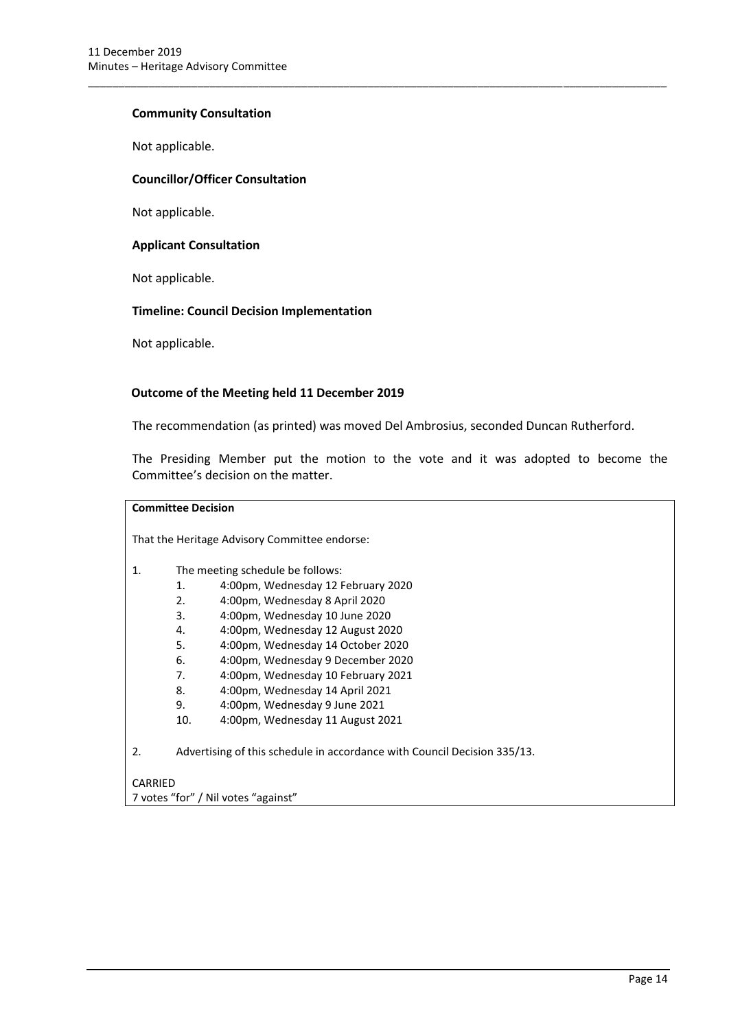### Community Consultation

Not applicable.

### Councillor/Officer Consultation

Not applicable.

### Applicant Consultation

Not applicable.

### Timeline: Council Decision Implementation

Not applicable.

### Outcome of the Meeting held 11 December 2019

The recommendation (as printed) was moved Del Ambrosius, seconded Duncan Rutherford.

The Presiding Member put the motion to the vote and it was adopted to become the Committee's decision on the matter.

**Committee Decision**

That the Heritage Advisory Committee endorse:

1. The meeting schedule be follows:
    1. 4:00pm, Wednesday 12 February 2020
    2. 4:00pm, Wednesday 8 April 2020
    3. 4:00pm, Wednesday 10 June 2020
    4. 4:00pm, Wednesday 12 August 2020
    5. 4:00pm, Wednesday 14 October 2020
    6. 4:00pm, Wednesday 9 December 2020
    7. 4:00pm, Wednesday 10 February 2021
    8. 4:00pm, Wednesday 14 April 2021
    9. 4:00pm, Wednesday 9 June 2021
    10. 4:00pm, Wednesday 11 August 2021
2. Advertising of this schedule in accordance with Council Decision 335/13.

CARRIED
7 votes "for" / Nil votes "against"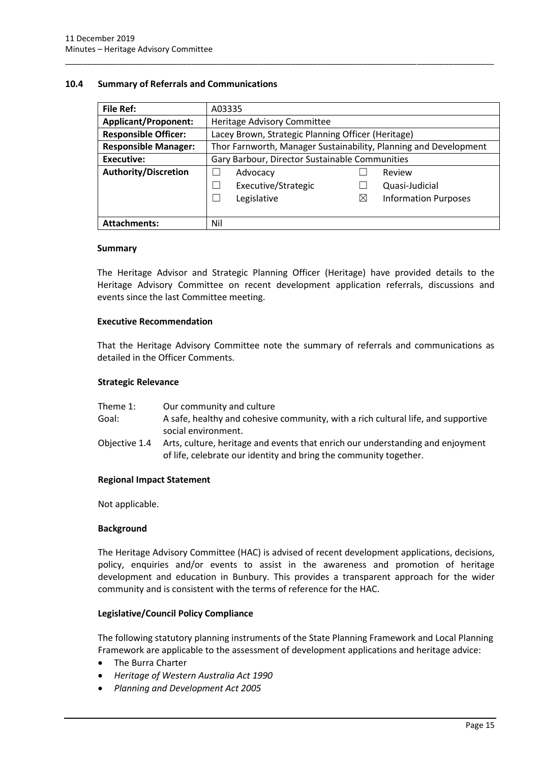## 10.4 Summary of Referrals and Communications

| | |
|---|---|
| **File Ref:** | A03335 |
| **Applicant/Proponent:** | Heritage Advisory Committee |
| **Responsible Officer:** | Lacey Brown, Strategic Planning Officer (Heritage) |
| **Responsible Manager:** | Thor Farnworth, Manager Sustainability, Planning and Development |
| **Executive:** | Gary Barbour, Director Sustainable Communities |
| **Authority/Discretion** | ☐ Advocacy ☐ Review<br>☐ Executive/Strategic ☐ Quasi-Judicial<br>☐ Legislative ☒ Information Purposes |
| **Attachments:** | Nil |

### Summary

The Heritage Advisor and Strategic Planning Officer (Heritage) have provided details to the Heritage Advisory Committee on recent development application referrals, discussions and events since the last Committee meeting.

### Executive Recommendation

That the Heritage Advisory Committee note the summary of referrals and communications as detailed in the Officer Comments.

### Strategic Relevance

Theme 1: Our community and culture

Goal: A safe, healthy and cohesive community, with a rich cultural life, and supportive social environment.

Objective 1.4 Arts, culture, heritage and events that enrich our understanding and enjoyment of life, celebrate our identity and bring the community together.

### Regional Impact Statement

Not applicable.

### Background

The Heritage Advisory Committee (HAC) is advised of recent development applications, decisions, policy, enquiries and/or events to assist in the awareness and promotion of heritage development and education in Bunbury. This provides a transparent approach for the wider community and is consistent with the terms of reference for the HAC.

### Legislative/Council Policy Compliance

The following statutory planning instruments of the State Planning Framework and Local Planning Framework are applicable to the assessment of development applications and heritage advice:

- The Burra Charter
- *Heritage of Western Australia Act 1990*
- *Planning and Development Act 2005*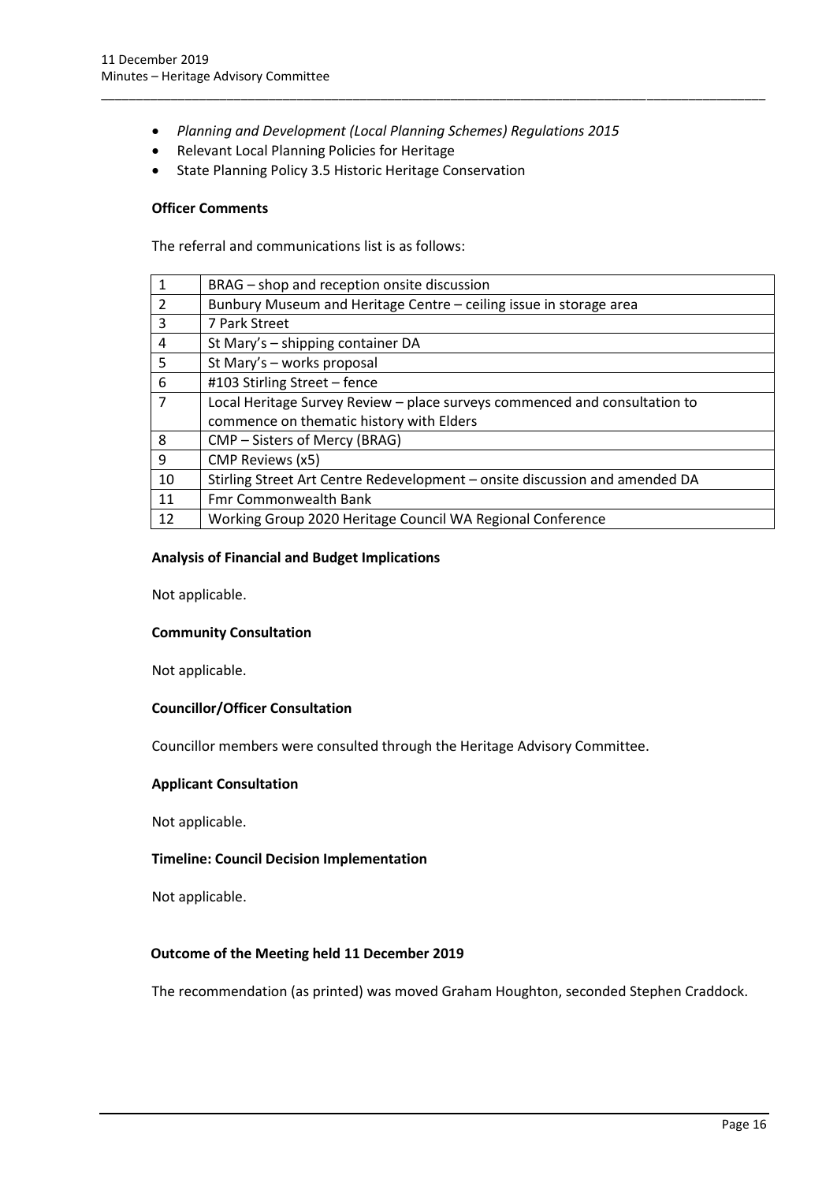- *Planning and Development (Local Planning Schemes) Regulations 2015*
- Relevant Local Planning Policies for Heritage
- State Planning Policy 3.5 Historic Heritage Conservation

**Officer Comments**

The referral and communications list is as follows:

| | |
|---|---|
| 1 | BRAG – shop and reception onsite discussion |
| 2 | Bunbury Museum and Heritage Centre – ceiling issue in storage area |
| 3 | 7 Park Street |
| 4 | St Mary's – shipping container DA |
| 5 | St Mary's – works proposal |
| 6 | #103 Stirling Street – fence |
| 7 | Local Heritage Survey Review – place surveys commenced and consultation to commence on thematic history with Elders |
| 8 | CMP – Sisters of Mercy (BRAG) |
| 9 | CMP Reviews (x5) |
| 10 | Stirling Street Art Centre Redevelopment – onsite discussion and amended DA |
| 11 | Fmr Commonwealth Bank |
| 12 | Working Group 2020 Heritage Council WA Regional Conference |

**Analysis of Financial and Budget Implications**

Not applicable.

**Community Consultation**

Not applicable.

**Councillor/Officer Consultation**

Councillor members were consulted through the Heritage Advisory Committee.

**Applicant Consultation**

Not applicable.

**Timeline: Council Decision Implementation**

Not applicable.

**Outcome of the Meeting held 11 December 2019**

The recommendation (as printed) was moved Graham Houghton, seconded Stephen Craddock.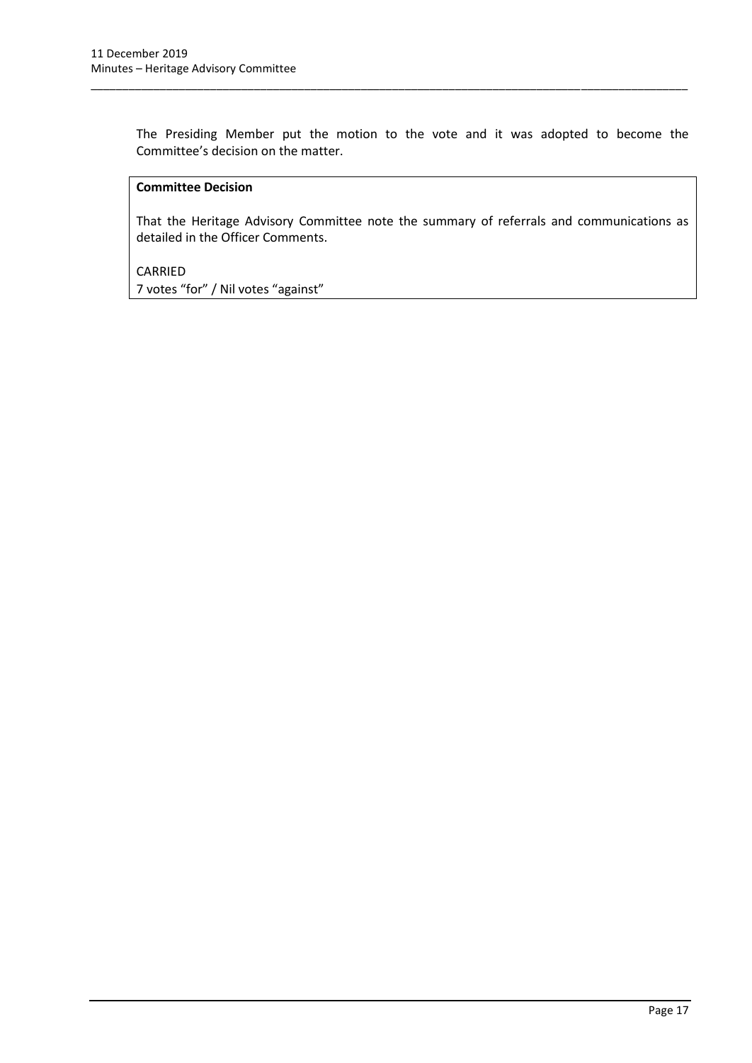The Presiding Member put the motion to the vote and it was adopted to become the Committee's decision on the matter.

**Committee Decision**

That the Heritage Advisory Committee note the summary of referrals and communications as detailed in the Officer Comments.

CARRIED
7 votes "for" / Nil votes "against"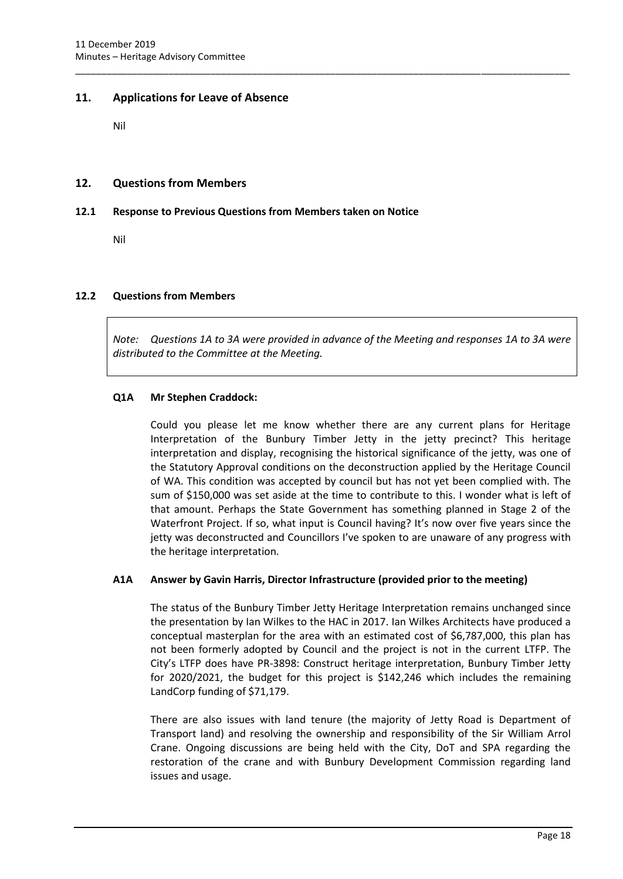## 11. Applications for Leave of Absence

Nil

## 12. Questions from Members

### 12.1 Response to Previous Questions from Members taken on Notice

Nil

### 12.2 Questions from Members

*Note: Questions 1A to 3A were provided in advance of the Meeting and responses 1A to 3A were distributed to the Committee at the Meeting.*

**Q1A Mr Stephen Craddock:**

Could you please let me know whether there are any current plans for Heritage Interpretation of the Bunbury Timber Jetty in the jetty precinct? This heritage interpretation and display, recognising the historical significance of the jetty, was one of the Statutory Approval conditions on the deconstruction applied by the Heritage Council of WA. This condition was accepted by council but has not yet been complied with. The sum of $150,000 was set aside at the time to contribute to this. I wonder what is left of that amount. Perhaps the State Government has something planned in Stage 2 of the Waterfront Project. If so, what input is Council having? It's now over five years since the jetty was deconstructed and Councillors I've spoken to are unaware of any progress with the heritage interpretation.

**A1A Answer by Gavin Harris, Director Infrastructure (provided prior to the meeting)**

The status of the Bunbury Timber Jetty Heritage Interpretation remains unchanged since the presentation by Ian Wilkes to the HAC in 2017. Ian Wilkes Architects have produced a conceptual masterplan for the area with an estimated cost of $6,787,000, this plan has not been formerly adopted by Council and the project is not in the current LTFP. The City's LTFP does have PR-3898: Construct heritage interpretation, Bunbury Timber Jetty for 2020/2021, the budget for this project is $142,246 which includes the remaining LandCorp funding of $71,179.

There are also issues with land tenure (the majority of Jetty Road is Department of Transport land) and resolving the ownership and responsibility of the Sir William Arrol Crane. Ongoing discussions are being held with the City, DoT and SPA regarding the restoration of the crane and with Bunbury Development Commission regarding land issues and usage.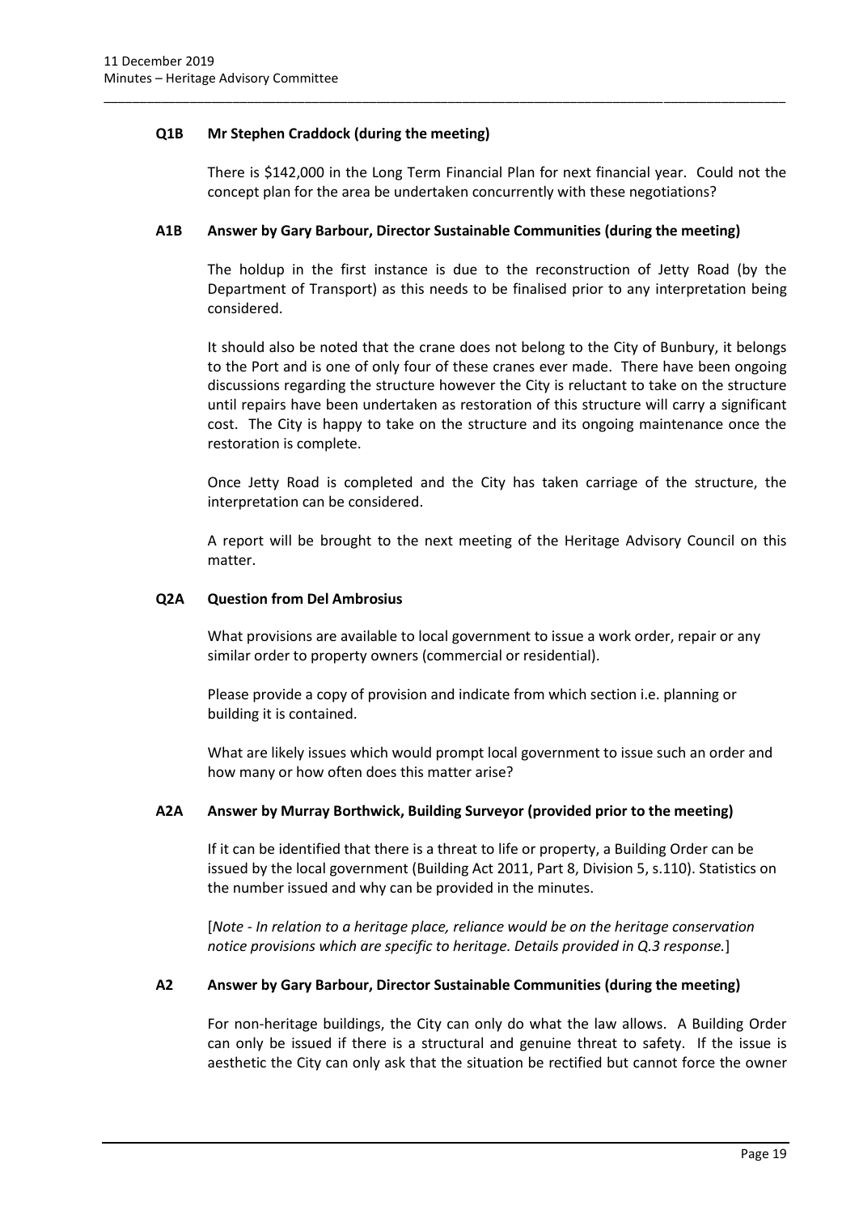**Q1B Mr Stephen Craddock (during the meeting)**

There is $142,000 in the Long Term Financial Plan for next financial year. Could not the concept plan for the area be undertaken concurrently with these negotiations?

**A1B Answer by Gary Barbour, Director Sustainable Communities (during the meeting)**

The holdup in the first instance is due to the reconstruction of Jetty Road (by the Department of Transport) as this needs to be finalised prior to any interpretation being considered.

It should also be noted that the crane does not belong to the City of Bunbury, it belongs to the Port and is one of only four of these cranes ever made. There have been ongoing discussions regarding the structure however the City is reluctant to take on the structure until repairs have been undertaken as restoration of this structure will carry a significant cost. The City is happy to take on the structure and its ongoing maintenance once the restoration is complete.

Once Jetty Road is completed and the City has taken carriage of the structure, the interpretation can be considered.

A report will be brought to the next meeting of the Heritage Advisory Council on this matter.

**Q2A Question from Del Ambrosius**

What provisions are available to local government to issue a work order, repair or any similar order to property owners (commercial or residential).

Please provide a copy of provision and indicate from which section i.e. planning or building it is contained.

What are likely issues which would prompt local government to issue such an order and how many or how often does this matter arise?

**A2A Answer by Murray Borthwick, Building Surveyor (provided prior to the meeting)**

If it can be identified that there is a threat to life or property, a Building Order can be issued by the local government (Building Act 2011, Part 8, Division 5, s.110). Statistics on the number issued and why can be provided in the minutes.

[*Note - In relation to a heritage place, reliance would be on the heritage conservation notice provisions which are specific to heritage. Details provided in Q.3 response.*]

**A2 Answer by Gary Barbour, Director Sustainable Communities (during the meeting)**

For non-heritage buildings, the City can only do what the law allows. A Building Order can only be issued if there is a structural and genuine threat to safety. If the issue is aesthetic the City can only ask that the situation be rectified but cannot force the owner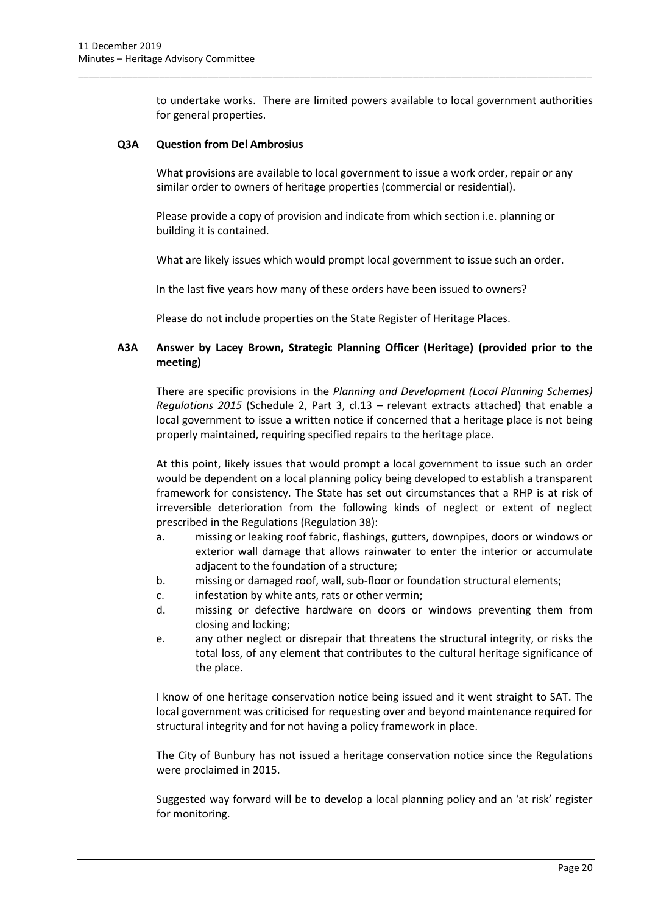to undertake works. There are limited powers available to local government authorities for general properties.

### Q3A Question from Del Ambrosius

What provisions are available to local government to issue a work order, repair or any similar order to owners of heritage properties (commercial or residential).

Please provide a copy of provision and indicate from which section i.e. planning or building it is contained.

What are likely issues which would prompt local government to issue such an order.

In the last five years how many of these orders have been issued to owners?

Please do <u>not</u> include properties on the State Register of Heritage Places.

### A3A Answer by Lacey Brown, Strategic Planning Officer (Heritage) (provided prior to the meeting)

There are specific provisions in the *Planning and Development (Local Planning Schemes) Regulations 2015* (Schedule 2, Part 3, cl.13 – relevant extracts attached) that enable a local government to issue a written notice if concerned that a heritage place is not being properly maintained, requiring specified repairs to the heritage place.

At this point, likely issues that would prompt a local government to issue such an order would be dependent on a local planning policy being developed to establish a transparent framework for consistency. The State has set out circumstances that a RHP is at risk of irreversible deterioration from the following kinds of neglect or extent of neglect prescribed in the Regulations (Regulation 38):

a. missing or leaking roof fabric, flashings, gutters, downpipes, doors or windows or exterior wall damage that allows rainwater to enter the interior or accumulate adjacent to the foundation of a structure;
b. missing or damaged roof, wall, sub-floor or foundation structural elements;
c. infestation by white ants, rats or other vermin;
d. missing or defective hardware on doors or windows preventing them from closing and locking;
e. any other neglect or disrepair that threatens the structural integrity, or risks the total loss, of any element that contributes to the cultural heritage significance of the place.

I know of one heritage conservation notice being issued and it went straight to SAT. The local government was criticised for requesting over and beyond maintenance required for structural integrity and for not having a policy framework in place.

The City of Bunbury has not issued a heritage conservation notice since the Regulations were proclaimed in 2015.

Suggested way forward will be to develop a local planning policy and an 'at risk' register for monitoring.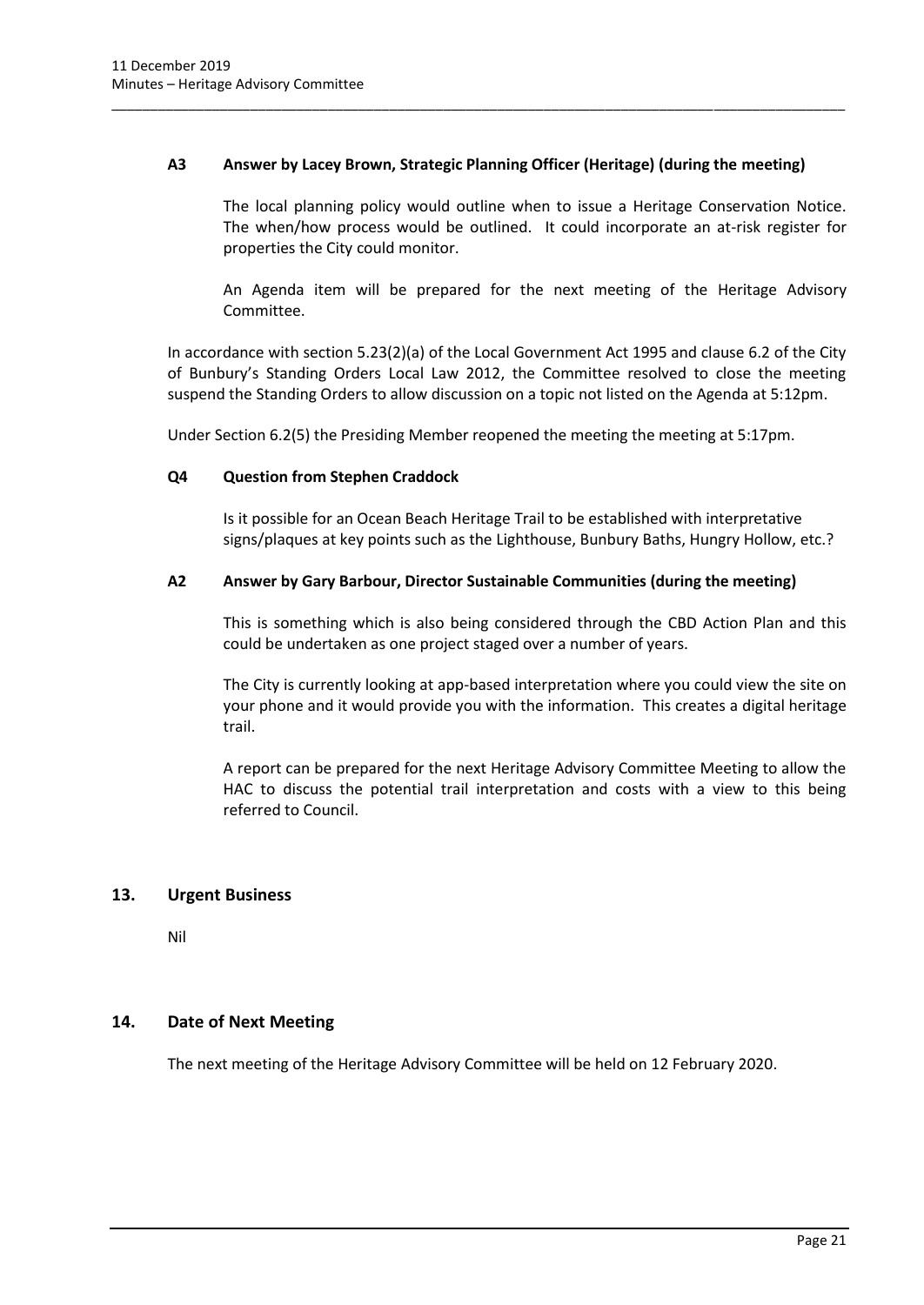**A3 Answer by Lacey Brown, Strategic Planning Officer (Heritage) (during the meeting)**

The local planning policy would outline when to issue a Heritage Conservation Notice. The when/how process would be outlined. It could incorporate an at-risk register for properties the City could monitor.

An Agenda item will be prepared for the next meeting of the Heritage Advisory Committee.

In accordance with section 5.23(2)(a) of the Local Government Act 1995 and clause 6.2 of the City of Bunbury's Standing Orders Local Law 2012, the Committee resolved to close the meeting suspend the Standing Orders to allow discussion on a topic not listed on the Agenda at 5:12pm.

Under Section 6.2(5) the Presiding Member reopened the meeting the meeting at 5:17pm.

**Q4 Question from Stephen Craddock**

Is it possible for an Ocean Beach Heritage Trail to be established with interpretative signs/plaques at key points such as the Lighthouse, Bunbury Baths, Hungry Hollow, etc.?

**A2 Answer by Gary Barbour, Director Sustainable Communities (during the meeting)**

This is something which is also being considered through the CBD Action Plan and this could be undertaken as one project staged over a number of years.

The City is currently looking at app-based interpretation where you could view the site on your phone and it would provide you with the information. This creates a digital heritage trail.

A report can be prepared for the next Heritage Advisory Committee Meeting to allow the HAC to discuss the potential trail interpretation and costs with a view to this being referred to Council.

## 13. Urgent Business

Nil

## 14. Date of Next Meeting

The next meeting of the Heritage Advisory Committee will be held on 12 February 2020.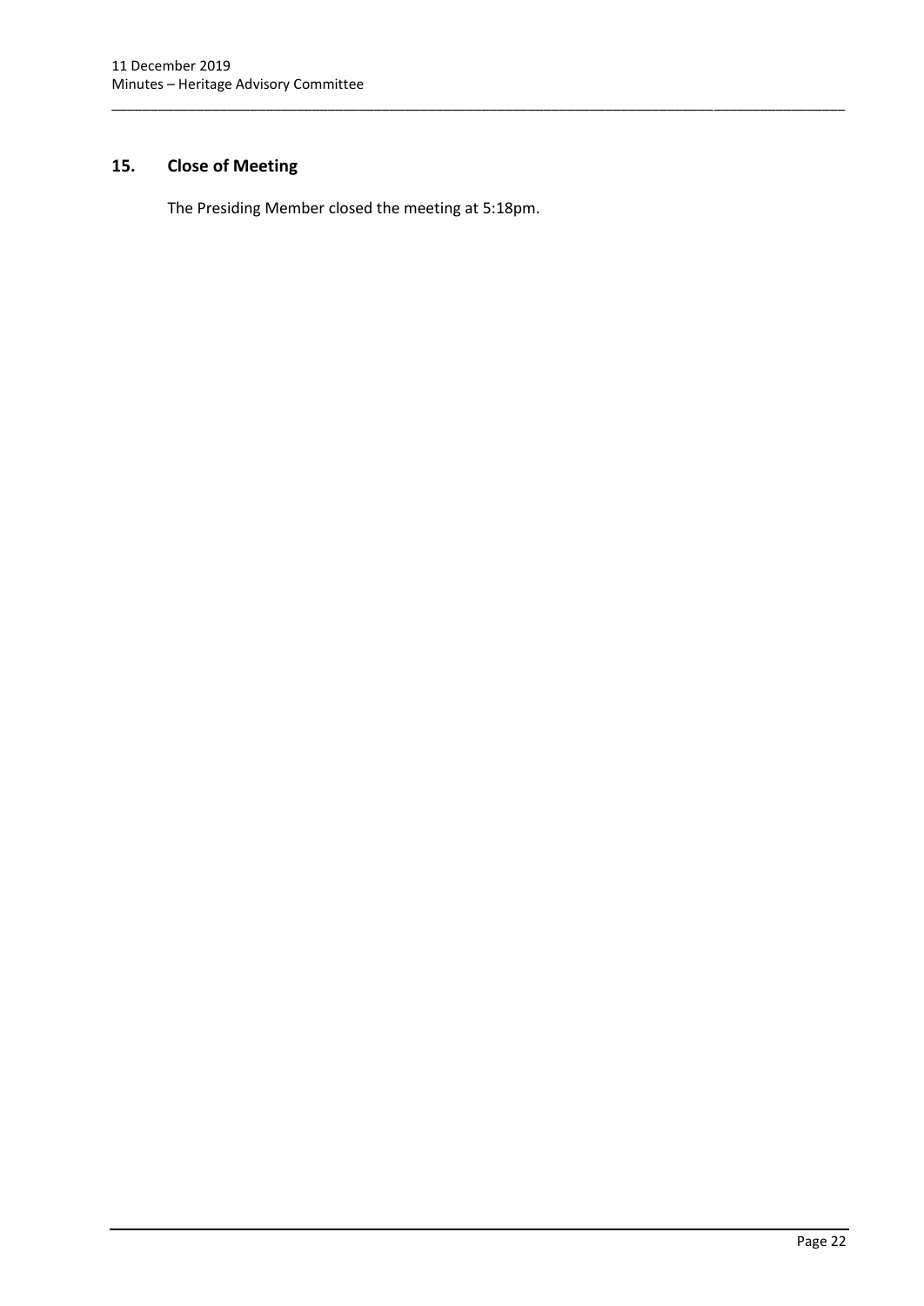## 15. Close of Meeting

The Presiding Member closed the meeting at 5:18pm.